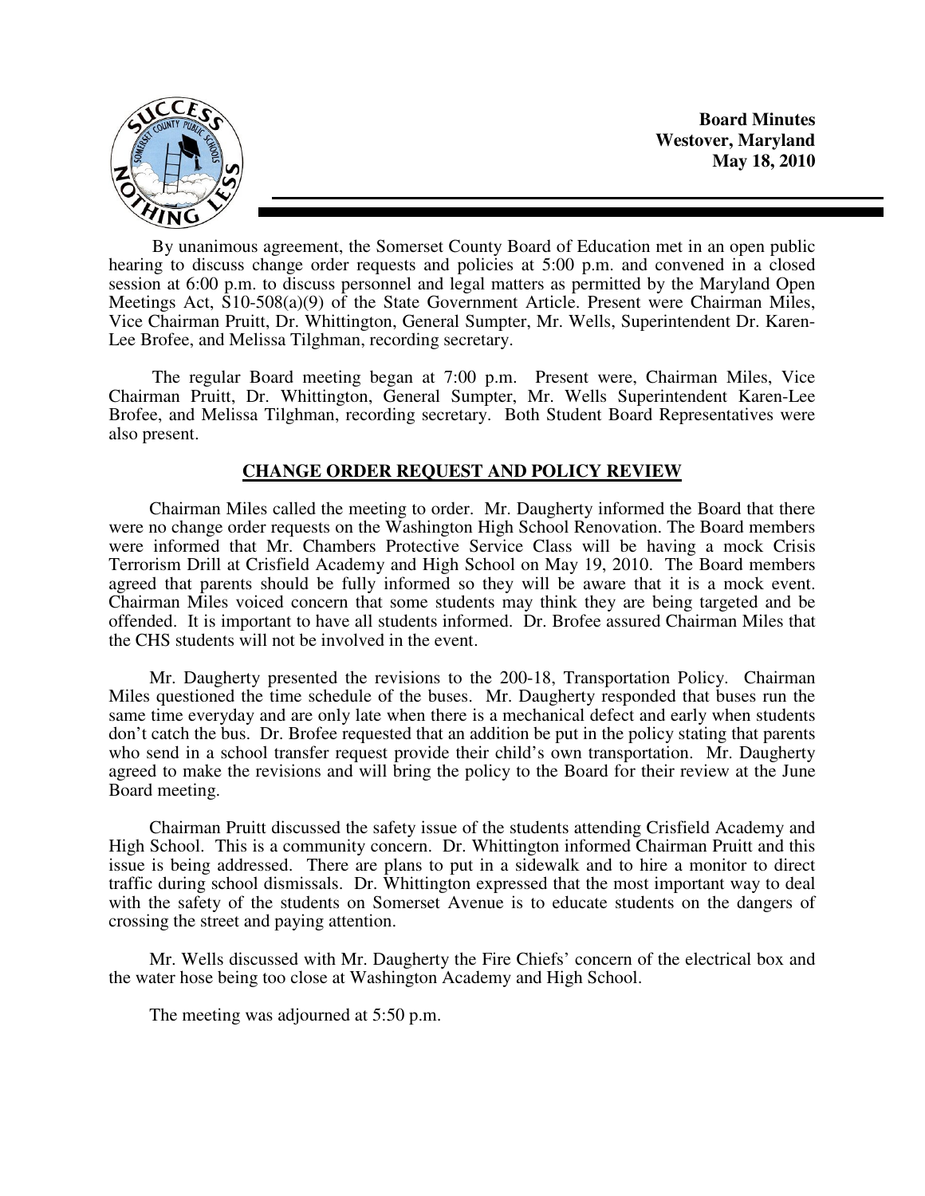**Board Minutes**
**Westover, Maryland**
**May 18, 2010**

By unanimous agreement, the Somerset County Board of Education met in an open public hearing to discuss change order requests and policies at 5:00 p.m. and convened in a closed session at 6:00 p.m. to discuss personnel and legal matters as permitted by the Maryland Open Meetings Act, S10-508(a)(9) of the State Government Article. Present were Chairman Miles, Vice Chairman Pruitt, Dr. Whittington, General Sumpter, Mr. Wells, Superintendent Dr. Karen-Lee Brofee, and Melissa Tilghman, recording secretary.

The regular Board meeting began at 7:00 p.m. Present were, Chairman Miles, Vice Chairman Pruitt, Dr. Whittington, General Sumpter, Mr. Wells Superintendent Karen-Lee Brofee, and Melissa Tilghman, recording secretary. Both Student Board Representatives were also present.

## CHANGE ORDER REQUEST AND POLICY REVIEW

Chairman Miles called the meeting to order. Mr. Daugherty informed the Board that there were no change order requests on the Washington High School Renovation. The Board members were informed that Mr. Chambers Protective Service Class will be having a mock Crisis Terrorism Drill at Crisfield Academy and High School on May 19, 2010. The Board members agreed that parents should be fully informed so they will be aware that it is a mock event. Chairman Miles voiced concern that some students may think they are being targeted and be offended. It is important to have all students informed. Dr. Brofee assured Chairman Miles that the CHS students will not be involved in the event.

Mr. Daugherty presented the revisions to the 200-18, Transportation Policy. Chairman Miles questioned the time schedule of the buses. Mr. Daugherty responded that buses run the same time everyday and are only late when there is a mechanical defect and early when students don't catch the bus. Dr. Brofee requested that an addition be put in the policy stating that parents who send in a school transfer request provide their child's own transportation. Mr. Daugherty agreed to make the revisions and will bring the policy to the Board for their review at the June Board meeting.

Chairman Pruitt discussed the safety issue of the students attending Crisfield Academy and High School. This is a community concern. Dr. Whittington informed Chairman Pruitt and this issue is being addressed. There are plans to put in a sidewalk and to hire a monitor to direct traffic during school dismissals. Dr. Whittington expressed that the most important way to deal with the safety of the students on Somerset Avenue is to educate students on the dangers of crossing the street and paying attention.

Mr. Wells discussed with Mr. Daugherty the Fire Chiefs' concern of the electrical box and the water hose being too close at Washington Academy and High School.

The meeting was adjourned at 5:50 p.m.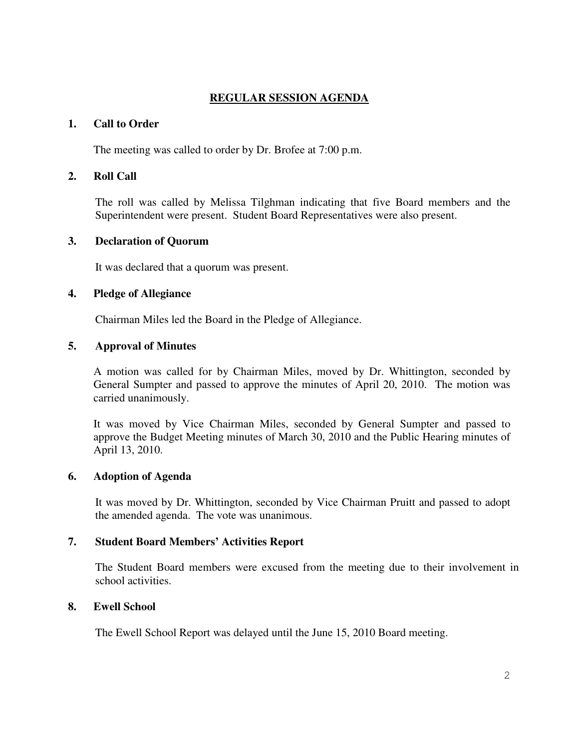## REGULAR SESSION AGENDA

### 1. Call to Order

The meeting was called to order by Dr. Brofee at 7:00 p.m.

### 2. Roll Call

The roll was called by Melissa Tilghman indicating that five Board members and the Superintendent were present. Student Board Representatives were also present.

### 3. Declaration of Quorum

It was declared that a quorum was present.

### 4. Pledge of Allegiance

Chairman Miles led the Board in the Pledge of Allegiance.

### 5. Approval of Minutes

A motion was called for by Chairman Miles, moved by Dr. Whittington, seconded by General Sumpter and passed to approve the minutes of April 20, 2010. The motion was carried unanimously.

It was moved by Vice Chairman Miles, seconded by General Sumpter and passed to approve the Budget Meeting minutes of March 30, 2010 and the Public Hearing minutes of April 13, 2010.

### 6. Adoption of Agenda

It was moved by Dr. Whittington, seconded by Vice Chairman Pruitt and passed to adopt the amended agenda. The vote was unanimous.

### 7. Student Board Members' Activities Report

The Student Board members were excused from the meeting due to their involvement in school activities.

### 8. Ewell School

The Ewell School Report was delayed until the June 15, 2010 Board meeting.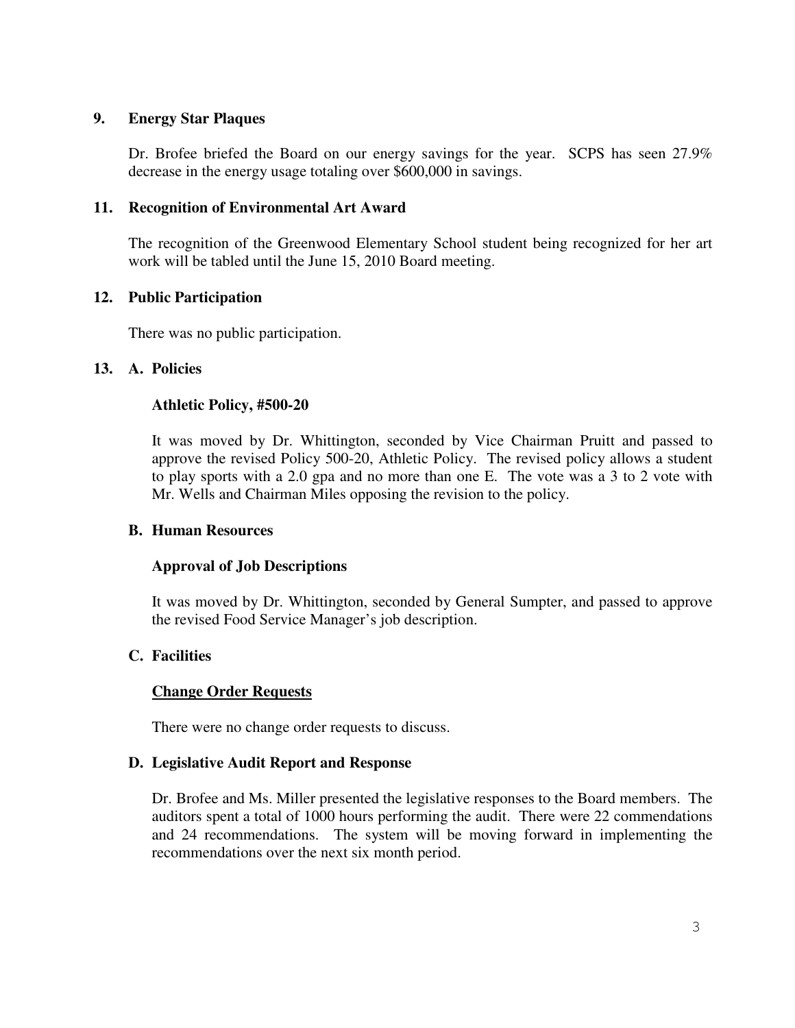**9. Energy Star Plaques**

Dr. Brofee briefed the Board on our energy savings for the year. SCPS has seen 27.9% decrease in the energy usage totaling over $600,000 in savings.

**11. Recognition of Environmental Art Award**

The recognition of the Greenwood Elementary School student being recognized for her art work will be tabled until the June 15, 2010 Board meeting.

**12. Public Participation**

There was no public participation.

**13. A. Policies**

**Athletic Policy, #500-20**

It was moved by Dr. Whittington, seconded by Vice Chairman Pruitt and passed to approve the revised Policy 500-20, Athletic Policy. The revised policy allows a student to play sports with a 2.0 gpa and no more than one E. The vote was a 3 to 2 vote with Mr. Wells and Chairman Miles opposing the revision to the policy.

**B. Human Resources**

**Approval of Job Descriptions**

It was moved by Dr. Whittington, seconded by General Sumpter, and passed to approve the revised Food Service Manager's job description.

**C. Facilities**

**Change Order Requests**

There were no change order requests to discuss.

**D. Legislative Audit Report and Response**

Dr. Brofee and Ms. Miller presented the legislative responses to the Board members. The auditors spent a total of 1000 hours performing the audit. There were 22 commendations and 24 recommendations. The system will be moving forward in implementing the recommendations over the next six month period.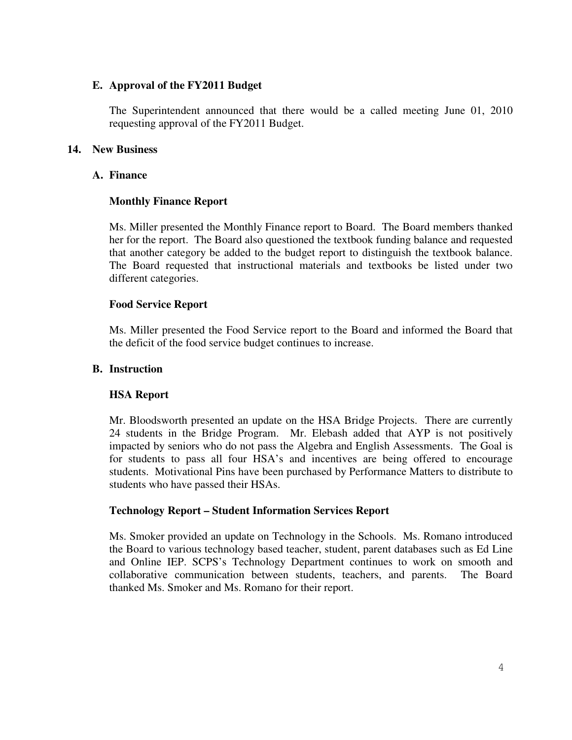**E. Approval of the FY2011 Budget**

The Superintendent announced that there would be a called meeting June 01, 2010 requesting approval of the FY2011 Budget.

**14. New Business**

**A. Finance**

**Monthly Finance Report**

Ms. Miller presented the Monthly Finance report to Board. The Board members thanked her for the report. The Board also questioned the textbook funding balance and requested that another category be added to the budget report to distinguish the textbook balance. The Board requested that instructional materials and textbooks be listed under two different categories.

**Food Service Report**

Ms. Miller presented the Food Service report to the Board and informed the Board that the deficit of the food service budget continues to increase.

**B. Instruction**

**HSA Report**

Mr. Bloodsworth presented an update on the HSA Bridge Projects. There are currently 24 students in the Bridge Program. Mr. Elebash added that AYP is not positively impacted by seniors who do not pass the Algebra and English Assessments. The Goal is for students to pass all four HSA's and incentives are being offered to encourage students. Motivational Pins have been purchased by Performance Matters to distribute to students who have passed their HSAs.

**Technology Report – Student Information Services Report**

Ms. Smoker provided an update on Technology in the Schools. Ms. Romano introduced the Board to various technology based teacher, student, parent databases such as Ed Line and Online IEP. SCPS's Technology Department continues to work on smooth and collaborative communication between students, teachers, and parents. The Board thanked Ms. Smoker and Ms. Romano for their report.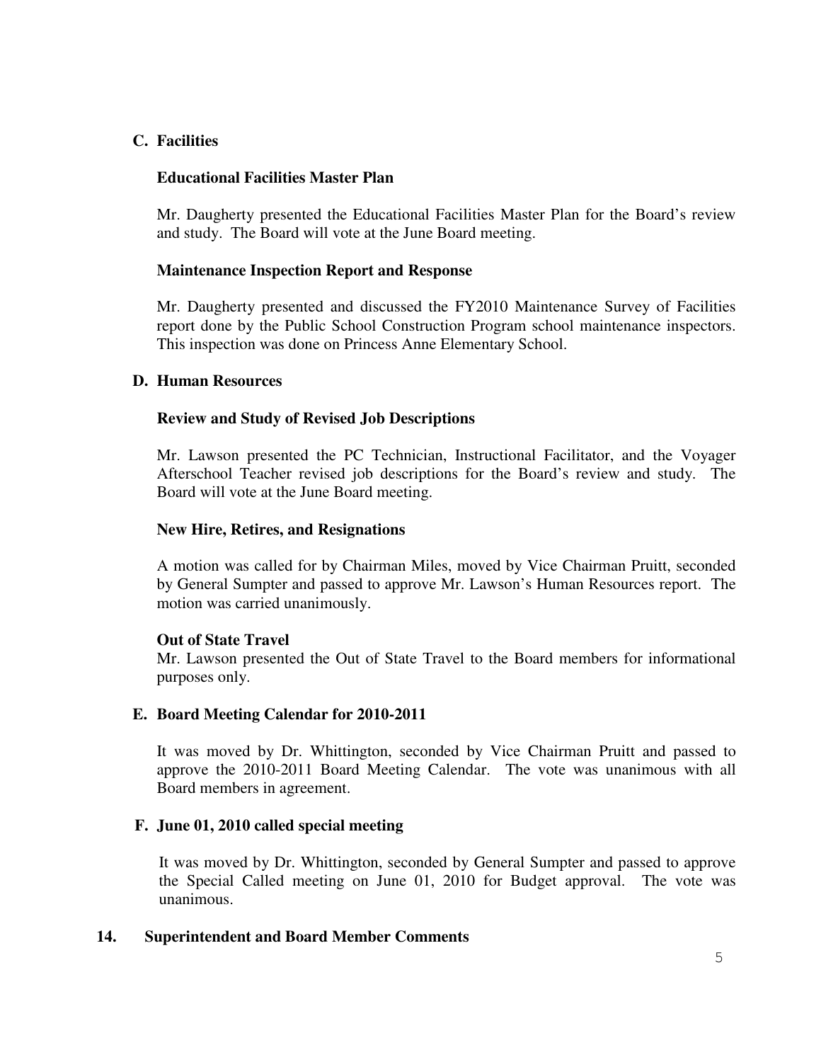### C. Facilities

#### Educational Facilities Master Plan

Mr. Daugherty presented the Educational Facilities Master Plan for the Board's review and study. The Board will vote at the June Board meeting.

#### Maintenance Inspection Report and Response

Mr. Daugherty presented and discussed the FY2010 Maintenance Survey of Facilities report done by the Public School Construction Program school maintenance inspectors. This inspection was done on Princess Anne Elementary School.

### D. Human Resources

#### Review and Study of Revised Job Descriptions

Mr. Lawson presented the PC Technician, Instructional Facilitator, and the Voyager Afterschool Teacher revised job descriptions for the Board's review and study. The Board will vote at the June Board meeting.

#### New Hire, Retires, and Resignations

A motion was called for by Chairman Miles, moved by Vice Chairman Pruitt, seconded by General Sumpter and passed to approve Mr. Lawson's Human Resources report. The motion was carried unanimously.

#### Out of State Travel

Mr. Lawson presented the Out of State Travel to the Board members for informational purposes only.

### E. Board Meeting Calendar for 2010-2011

It was moved by Dr. Whittington, seconded by Vice Chairman Pruitt and passed to approve the 2010-2011 Board Meeting Calendar. The vote was unanimous with all Board members in agreement.

### F. June 01, 2010 called special meeting

It was moved by Dr. Whittington, seconded by General Sumpter and passed to approve the Special Called meeting on June 01, 2010 for Budget approval. The vote was unanimous.

## 14. Superintendent and Board Member Comments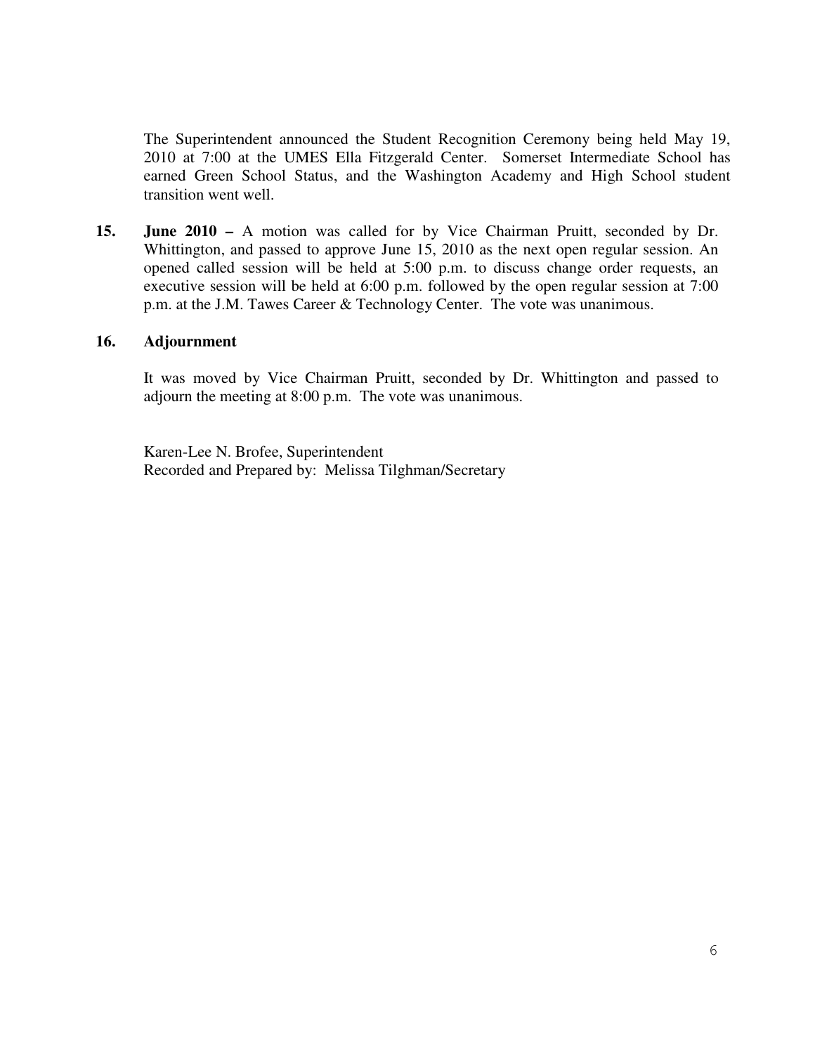The Superintendent announced the Student Recognition Ceremony being held May 19, 2010 at 7:00 at the UMES Ella Fitzgerald Center. Somerset Intermediate School has earned Green School Status, and the Washington Academy and High School student transition went well.

**15. June 2010 –** A motion was called for by Vice Chairman Pruitt, seconded by Dr. Whittington, and passed to approve June 15, 2010 as the next open regular session. An opened called session will be held at 5:00 p.m. to discuss change order requests, an executive session will be held at 6:00 p.m. followed by the open regular session at 7:00 p.m. at the J.M. Tawes Career & Technology Center. The vote was unanimous.

**16. Adjournment**

It was moved by Vice Chairman Pruitt, seconded by Dr. Whittington and passed to adjourn the meeting at 8:00 p.m. The vote was unanimous.

Karen-Lee N. Brofee, Superintendent
Recorded and Prepared by: Melissa Tilghman/Secretary